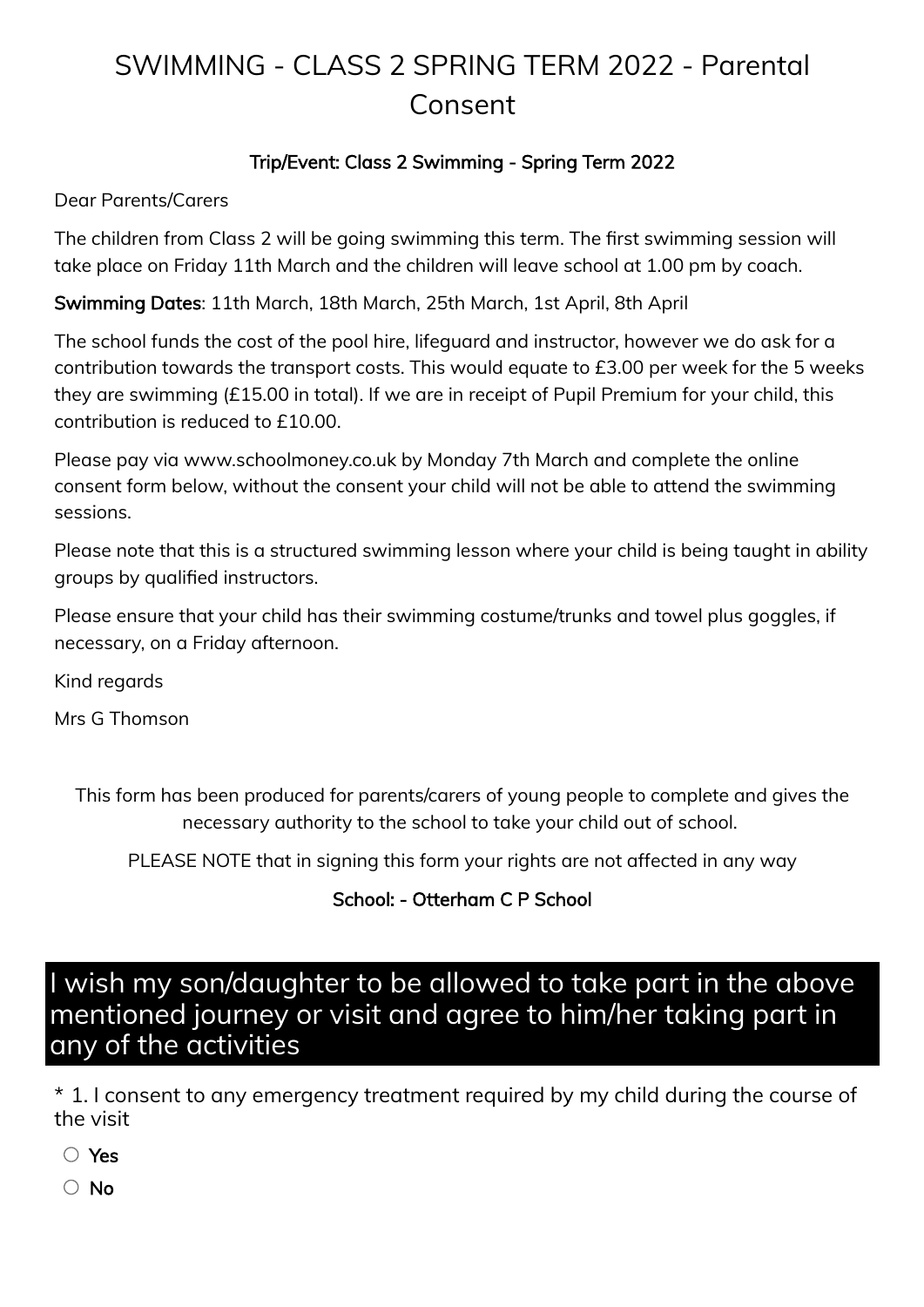# SWIMMING - CLASS 2 SPRING TERM 2022 - Parental Consent

**Trip/Event: Class 2 Swimming - Spring Term 2022**

Dear Parents/Carers

The children from Class 2 will be going swimming this term. The first swimming session will take place on Friday 11th March and the children will leave school at 1.00 pm by coach.

**Swimming Dates**: 11th March, 18th March, 25th March, 1st April, 8th April

The school funds the cost of the pool hire, lifeguard and instructor, however we do ask for a contribution towards the transport costs. This would equate to £3.00 per week for the 5 weeks they are swimming (£15.00 in total). If we are in receipt of Pupil Premium for your child, this contribution is reduced to £10.00.

Please pay via www.schoolmoney.co.uk by Monday 7th March and complete the online consent form below, without the consent your child will not be able to attend the swimming sessions.

Please note that this is a structured swimming lesson where your child is being taught in ability groups by qualified instructors.

Please ensure that your child has their swimming costume/trunks and towel plus goggles, if necessary, on a Friday afternoon.

Kind regards

Mrs G Thomson

This form has been produced for parents/carers of young people to complete and gives the necessary authority to the school to take your child out of school.

PLEASE NOTE that in signing this form your rights are not affected in any way

**School: - Otterham C P School**

## I wish my son/daughter to be allowed to take part in the above mentioned journey or visit and agree to him/her taking part in any of the activities

* 1. I consent to any emergency treatment required by my child during the course of the visit

- ○ Yes
- ○ No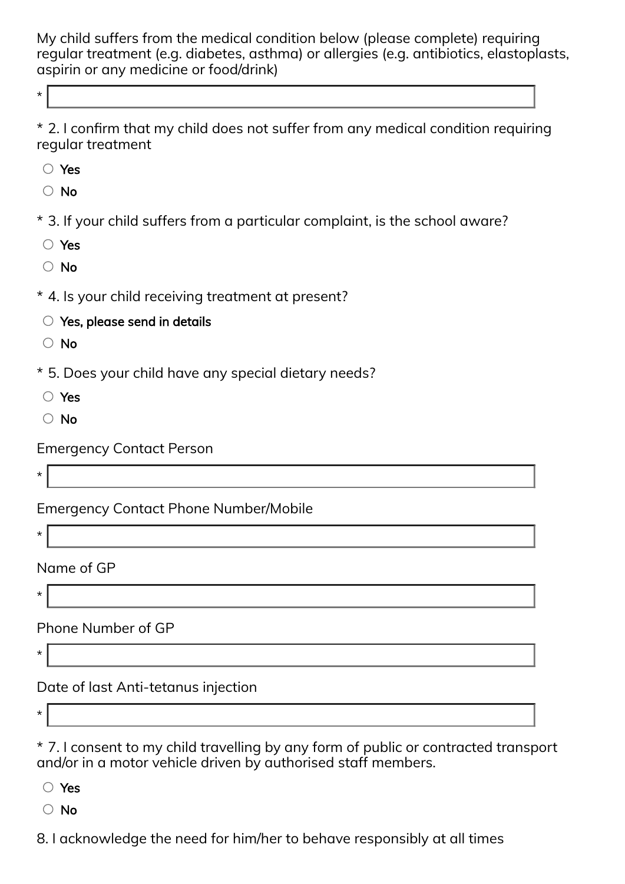My child suffers from the medical condition below (please complete) requiring regular treatment (e.g. diabetes, asthma) or allergies (e.g. antibiotics, elastoplasts, aspirin or any medicine or food/drink)

* \_\_\_\_\_\_\_\_\_\_\_\_\_\_\_\_\_\_\_\_

* 2. I confirm that my child does not suffer from any medical condition requiring regular treatment

- ○ Yes
- ○ No

* 3. If your child suffers from a particular complaint, is the school aware?

- ○ Yes
- ○ No

* 4. Is your child receiving treatment at present?

- ○ Yes, please send in details
- ○ No

* 5. Does your child have any special dietary needs?

- ○ Yes
- ○ No

Emergency Contact Person

* \_\_\_\_\_\_\_\_\_\_\_\_\_\_\_\_\_\_\_\_

Emergency Contact Phone Number/Mobile

* \_\_\_\_\_\_\_\_\_\_\_\_\_\_\_\_\_\_\_\_

Name of GP

* \_\_\_\_\_\_\_\_\_\_\_\_\_\_\_\_\_\_\_\_

Phone Number of GP

* \_\_\_\_\_\_\_\_\_\_\_\_\_\_\_\_\_\_\_\_

Date of last Anti-tetanus injection

* \_\_\_\_\_\_\_\_\_\_\_\_\_\_\_\_\_\_\_\_

* 7. I consent to my child travelling by any form of public or contracted transport and/or in a motor vehicle driven by authorised staff members.

- ○ Yes
- ○ No

8. I acknowledge the need for him/her to behave responsibly at all times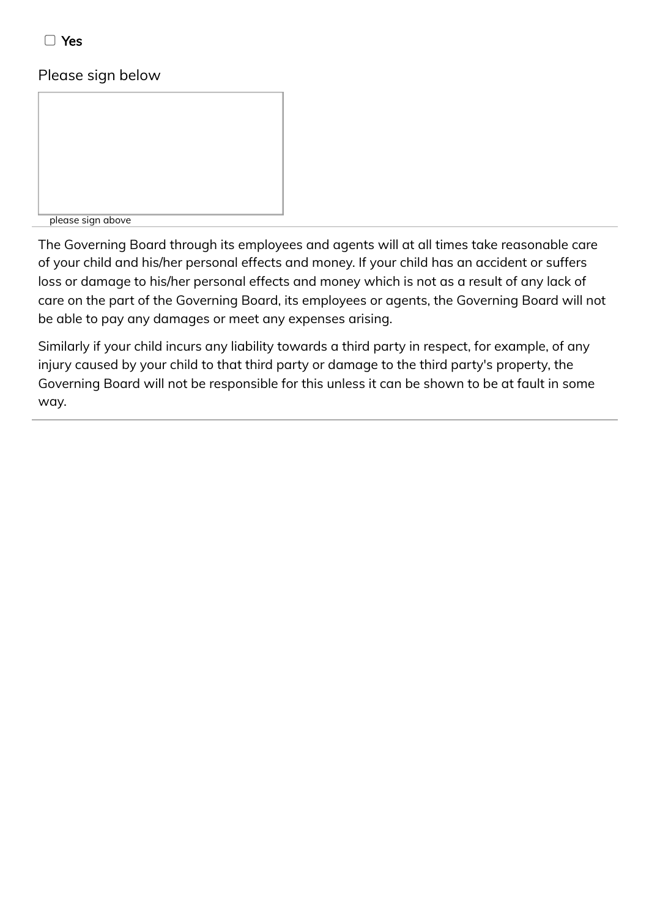- [ ] Yes

Please sign below

please sign above

---

The Governing Board through its employees and agents will at all times take reasonable care of your child and his/her personal effects and money. If your child has an accident or suffers loss or damage to his/her personal effects and money which is not as a result of any lack of care on the part of the Governing Board, its employees or agents, the Governing Board will not be able to pay any damages or meet any expenses arising.

Similarly if your child incurs any liability towards a third party in respect, for example, of any injury caused by your child to that third party or damage to the third party's property, the Governing Board will not be responsible for this unless it can be shown to be at fault in some way.

---